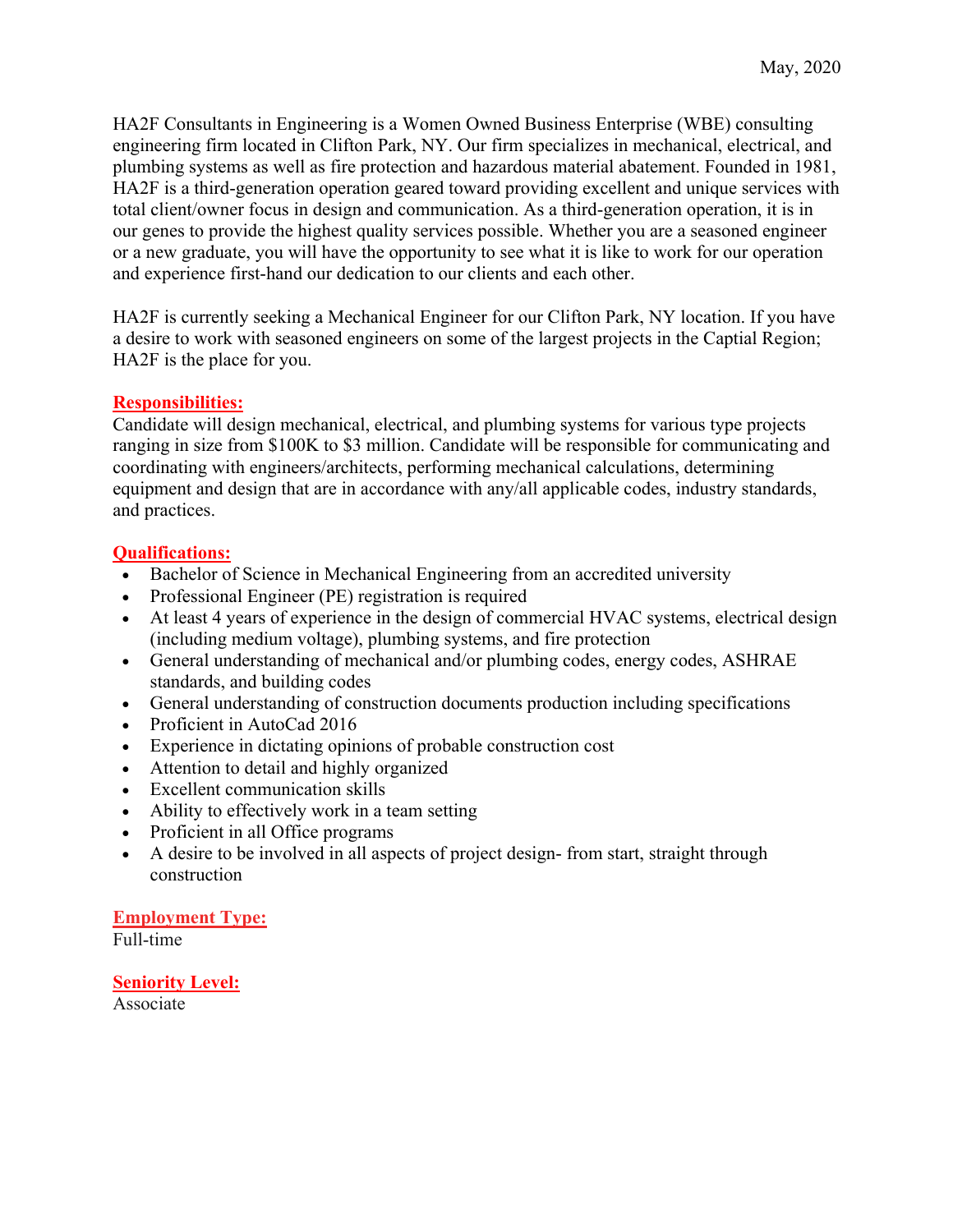May, 2020

HA2F Consultants in Engineering is a Women Owned Business Enterprise (WBE) consulting engineering firm located in Clifton Park, NY. Our firm specializes in mechanical, electrical, and plumbing systems as well as fire protection and hazardous material abatement. Founded in 1981, HA2F is a third-generation operation geared toward providing excellent and unique services with total client/owner focus in design and communication. As a third-generation operation, it is in our genes to provide the highest quality services possible. Whether you are a seasoned engineer or a new graduate, you will have the opportunity to see what it is like to work for our operation and experience first-hand our dedication to our clients and each other.

HA2F is currently seeking a Mechanical Engineer for our Clifton Park, NY location. If you have a desire to work with seasoned engineers on some of the largest projects in the Captial Region; HA2F is the place for you.

**Responsibilities:**

Candidate will design mechanical, electrical, and plumbing systems for various type projects ranging in size from $100K to $3 million. Candidate will be responsible for communicating and coordinating with engineers/architects, performing mechanical calculations, determining equipment and design that are in accordance with any/all applicable codes, industry standards, and practices.

**Qualifications:**

- Bachelor of Science in Mechanical Engineering from an accredited university
- Professional Engineer (PE) registration is required
- At least 4 years of experience in the design of commercial HVAC systems, electrical design (including medium voltage), plumbing systems, and fire protection
- General understanding of mechanical and/or plumbing codes, energy codes, ASHRAE standards, and building codes
- General understanding of construction documents production including specifications
- Proficient in AutoCad 2016
- Experience in dictating opinions of probable construction cost
- Attention to detail and highly organized
- Excellent communication skills
- Ability to effectively work in a team setting
- Proficient in all Office programs
- A desire to be involved in all aspects of project design- from start, straight through construction

**Employment Type:**

Full-time

**Seniority Level:**

Associate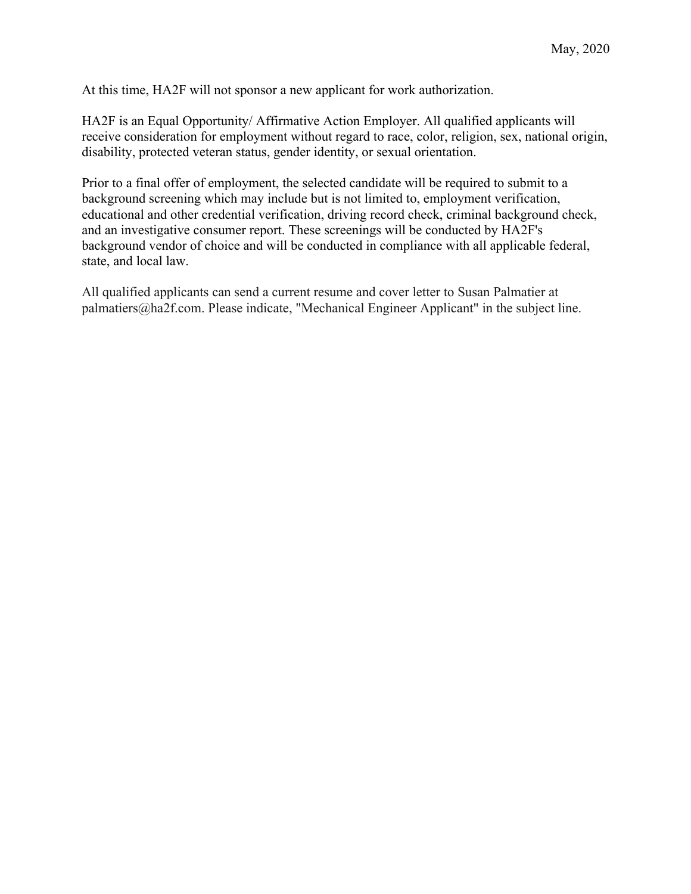May, 2020

At this time, HA2F will not sponsor a new applicant for work authorization.

HA2F is an Equal Opportunity/ Affirmative Action Employer. All qualified applicants will receive consideration for employment without regard to race, color, religion, sex, national origin, disability, protected veteran status, gender identity, or sexual orientation.

Prior to a final offer of employment, the selected candidate will be required to submit to a background screening which may include but is not limited to, employment verification, educational and other credential verification, driving record check, criminal background check, and an investigative consumer report. These screenings will be conducted by HA2F's background vendor of choice and will be conducted in compliance with all applicable federal, state, and local law.

All qualified applicants can send a current resume and cover letter to Susan Palmatier at palmatiers@ha2f.com. Please indicate, "Mechanical Engineer Applicant" in the subject line.